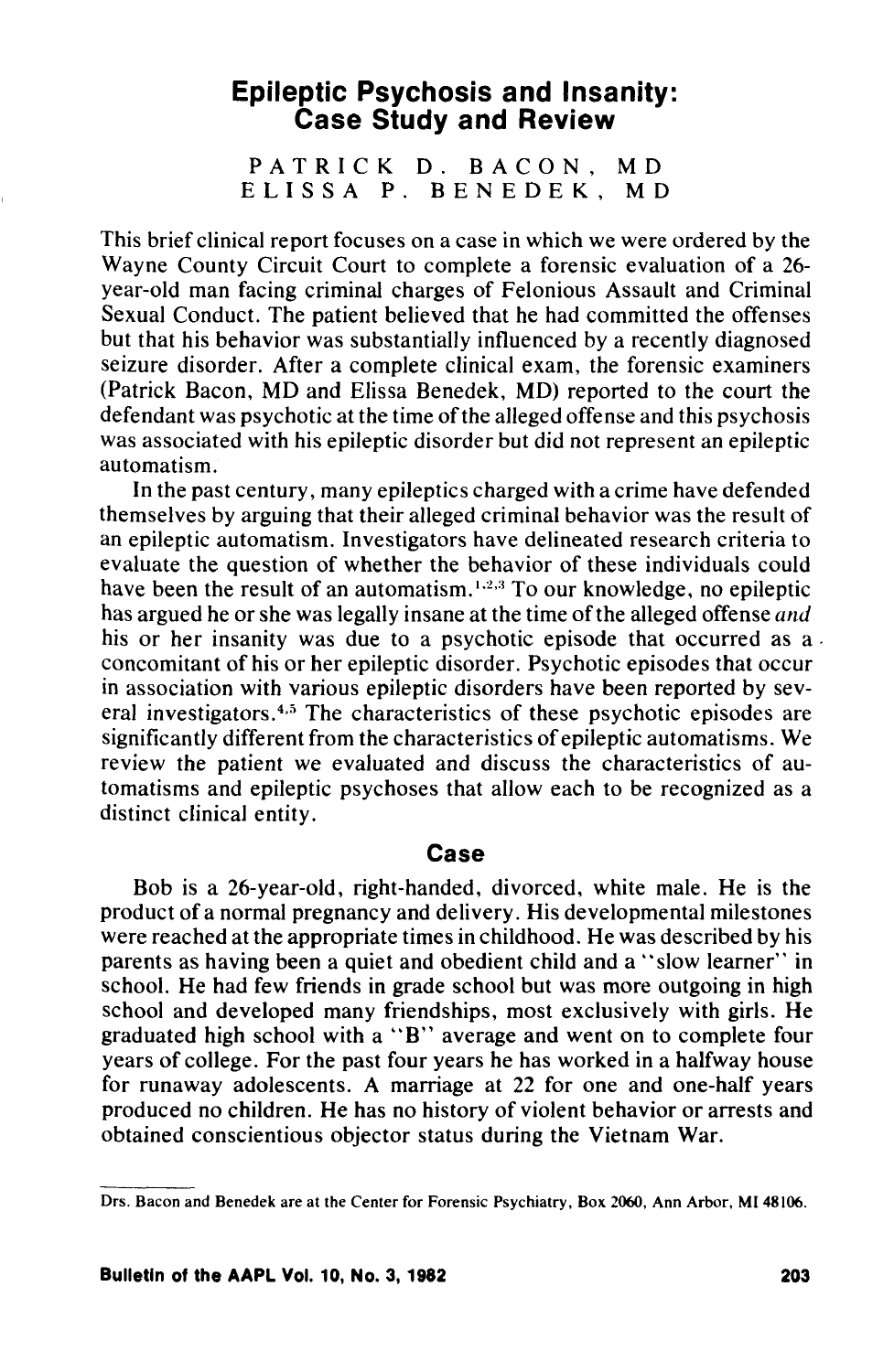# Epileptic Psychosis and Insanity: Case Study and Review

PATRICK D. BACON, MD
ELISSA P. BENEDEK, MD

This brief clinical report focuses on a case in which we were ordered by the Wayne County Circuit Court to complete a forensic evaluation of a 26-year-old man facing criminal charges of Felonious Assault and Criminal Sexual Conduct. The patient believed that he had committed the offenses but that his behavior was substantially influenced by a recently diagnosed seizure disorder. After a complete clinical exam, the forensic examiners (Patrick Bacon, MD and Elissa Benedek, MD) reported to the court the defendant was psychotic at the time of the alleged offense and this psychosis was associated with his epileptic disorder but did not represent an epileptic automatism.

In the past century, many epileptics charged with a crime have defended themselves by arguing that their alleged criminal behavior was the result of an epileptic automatism. Investigators have delineated research criteria to evaluate the question of whether the behavior of these individuals could have been the result of an automatism.[1,2,3] To our knowledge, no epileptic has argued he or she was legally insane at the time of the alleged offense *and* his or her insanity was due to a psychotic episode that occurred as a concomitant of his or her epileptic disorder. Psychotic episodes that occur in association with various epileptic disorders have been reported by several investigators.[4,5] The characteristics of these psychotic episodes are significantly different from the characteristics of epileptic automatisms. We review the patient we evaluated and discuss the characteristics of automatisms and epileptic psychoses that allow each to be recognized as a distinct clinical entity.

## Case

Bob is a 26-year-old, right-handed, divorced, white male. He is the product of a normal pregnancy and delivery. His developmental milestones were reached at the appropriate times in childhood. He was described by his parents as having been a quiet and obedient child and a "slow learner" in school. He had few friends in grade school but was more outgoing in high school and developed many friendships, most exclusively with girls. He graduated high school with a "B" average and went on to complete four years of college. For the past four years he has worked in a halfway house for runaway adolescents. A marriage at 22 for one and one-half years produced no children. He has no history of violent behavior or arrests and obtained conscientious objector status during the Vietnam War.

---

Drs. Bacon and Benedek are at the Center for Forensic Psychiatry, Box 2060, Ann Arbor, MI 48106.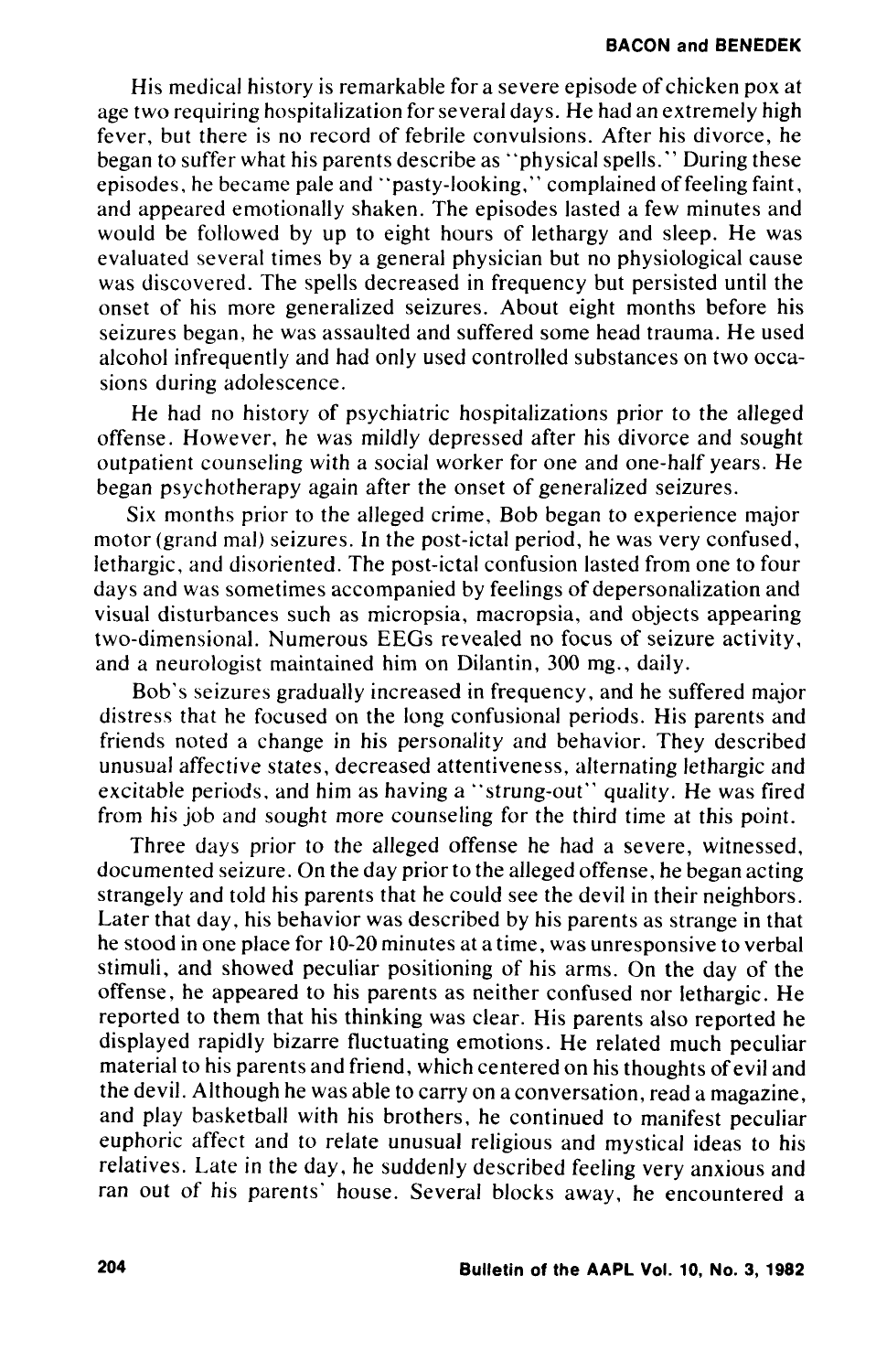His medical history is remarkable for a severe episode of chicken pox at age two requiring hospitalization for several days. He had an extremely high fever, but there is no record of febrile convulsions. After his divorce, he began to suffer what his parents describe as "physical spells." During these episodes, he became pale and "pasty-looking," complained of feeling faint, and appeared emotionally shaken. The episodes lasted a few minutes and would be followed by up to eight hours of lethargy and sleep. He was evaluated several times by a general physician but no physiological cause was discovered. The spells decreased in frequency but persisted until the onset of his more generalized seizures. About eight months before his seizures began, he was assaulted and suffered some head trauma. He used alcohol infrequently and had only used controlled substances on two occasions during adolescence.

He had no history of psychiatric hospitalizations prior to the alleged offense. However, he was mildly depressed after his divorce and sought outpatient counseling with a social worker for one and one-half years. He began psychotherapy again after the onset of generalized seizures.

Six months prior to the alleged crime, Bob began to experience major motor (grand mal) seizures. In the post-ictal period, he was very confused, lethargic, and disoriented. The post-ictal confusion lasted from one to four days and was sometimes accompanied by feelings of depersonalization and visual disturbances such as micropsia, macropsia, and objects appearing two-dimensional. Numerous EEGs revealed no focus of seizure activity, and a neurologist maintained him on Dilantin, 300 mg., daily.

Bob's seizures gradually increased in frequency, and he suffered major distress that he focused on the long confusional periods. His parents and friends noted a change in his personality and behavior. They described unusual affective states, decreased attentiveness, alternating lethargic and excitable periods, and him as having a "strung-out" quality. He was fired from his job and sought more counseling for the third time at this point.

Three days prior to the alleged offense he had a severe, witnessed, documented seizure. On the day prior to the alleged offense, he began acting strangely and told his parents that he could see the devil in their neighbors. Later that day, his behavior was described by his parents as strange in that he stood in one place for 10-20 minutes at a time, was unresponsive to verbal stimuli, and showed peculiar positioning of his arms. On the day of the offense, he appeared to his parents as neither confused nor lethargic. He reported to them that his thinking was clear. His parents also reported he displayed rapidly bizarre fluctuating emotions. He related much peculiar material to his parents and friend, which centered on his thoughts of evil and the devil. Although he was able to carry on a conversation, read a magazine, and play basketball with his brothers, he continued to manifest peculiar euphoric affect and to relate unusual religious and mystical ideas to his relatives. Late in the day, he suddenly described feeling very anxious and ran out of his parents' house. Several blocks away, he encountered a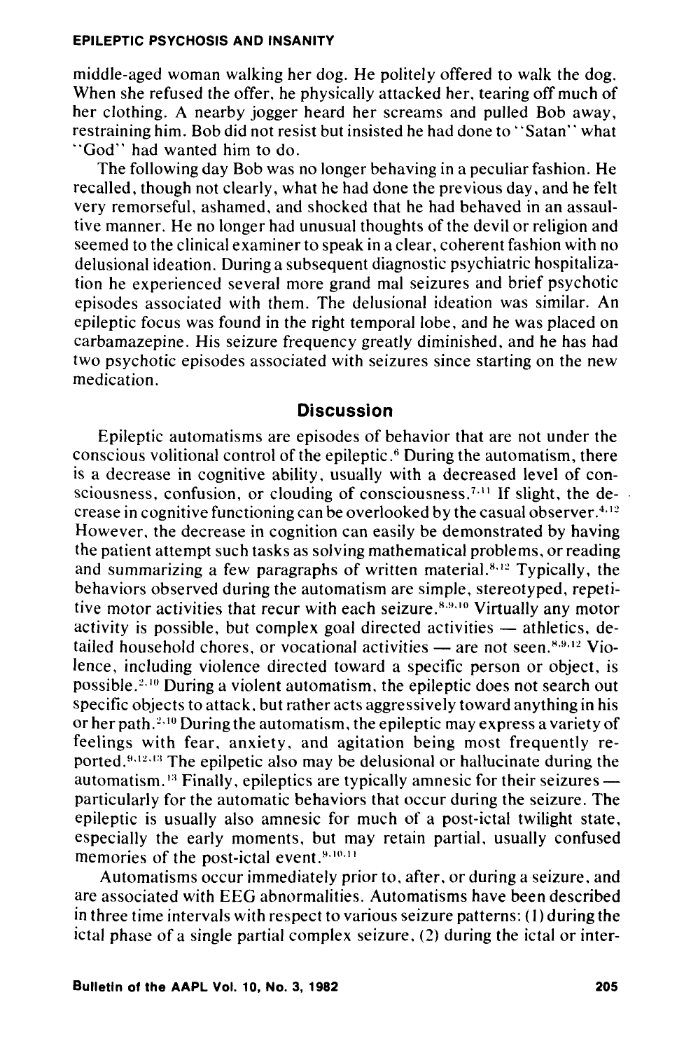middle-aged woman walking her dog. He politely offered to walk the dog. When she refused the offer, he physically attacked her, tearing off much of her clothing. A nearby jogger heard her screams and pulled Bob away, restraining him. Bob did not resist but insisted he had done to "Satan" what "God" had wanted him to do.

The following day Bob was no longer behaving in a peculiar fashion. He recalled, though not clearly, what he had done the previous day, and he felt very remorseful, ashamed, and shocked that he had behaved in an assaultive manner. He no longer had unusual thoughts of the devil or religion and seemed to the clinical examiner to speak in a clear, coherent fashion with no delusional ideation. During a subsequent diagnostic psychiatric hospitalization he experienced several more grand mal seizures and brief psychotic episodes associated with them. The delusional ideation was similar. An epileptic focus was found in the right temporal lobe, and he was placed on carbamazepine. His seizure frequency greatly diminished, and he has had two psychotic episodes associated with seizures since starting on the new medication.

## Discussion

Epileptic automatisms are episodes of behavior that are not under the conscious volitional control of the epileptic.[6] During the automatism, there is a decrease in cognitive ability, usually with a decreased level of consciousness, confusion, or clouding of consciousness.[7-11] If slight, the decrease in cognitive functioning can be overlooked by the casual observer.[4,12] However, the decrease in cognition can easily be demonstrated by having the patient attempt such tasks as solving mathematical problems, or reading and summarizing a few paragraphs of written material.[8,12] Typically, the behaviors observed during the automatism are simple, stereotyped, repetitive motor activities that recur with each seizure.[8,9,10] Virtually any motor activity is possible, but complex goal directed activities — athletics, detailed household chores, or vocational activities — are not seen.[8,9,12] Violence, including violence directed toward a specific person or object, is possible.[2,10] During a violent automatism, the epileptic does not search out specific objects to attack, but rather acts aggressively toward anything in his or her path.[2,10] During the automatism, the epileptic may express a variety of feelings with fear, anxiety, and agitation being most frequently reported.[9,12,13] The epilpetic also may be delusional or hallucinate during the automatism.[13] Finally, epileptics are typically amnesic for their seizures — particularly for the automatic behaviors that occur during the seizure. The epileptic is usually also amnesic for much of a post-ictal twilight state, especially the early moments, but may retain partial, usually confused memories of the post-ictal event.[9,10,11]

Automatisms occur immediately prior to, after, or during a seizure, and are associated with EEG abnormalities. Automatisms have been described in three time intervals with respect to various seizure patterns: (1) during the ictal phase of a single partial complex seizure, (2) during the ictal or inter-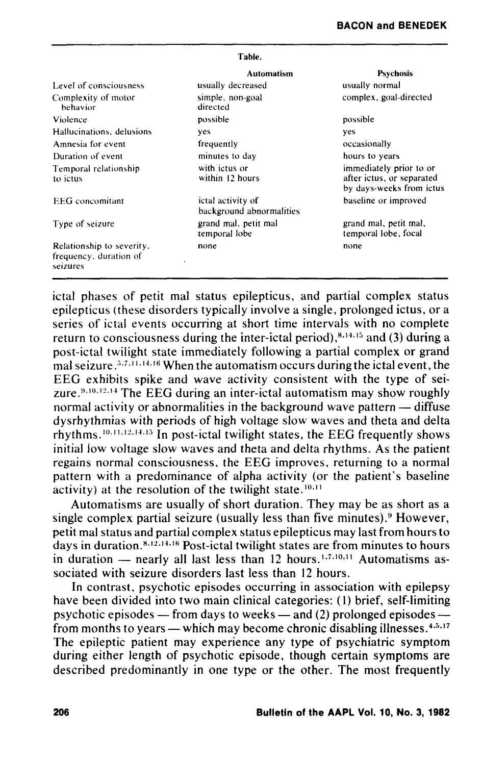Table.

| | Automatism | Psychosis |
|---|---|---|
| Level of consciousness | usually decreased | usually normal |
| Complexity of motor behavior | simple, non-goal directed | complex, goal-directed |
| Violence | possible | possible |
| Hallucinations, delusions | yes | yes |
| Amnesia for event | frequently | occasionally |
| Duration of event | minutes to day | hours to years |
| Temporal relationship to ictus | with ictus or within 12 hours | immediately prior to or after ictus, or separated by days-weeks from ictus |
| EEG concomitant | ictal activity of background abnormalities | baseline or improved |
| Type of seizure | grand mal, petit mal temporal lobe | grand mal, petit mal, temporal lobe, focal |
| Relationship to severity, frequency, duration of seizures | none | none |

ictal phases of petit mal status epilepticus, and partial complex status epilepticus (these disorders typically involve a single, prolonged ictus, or a series of ictal events occurring at short time intervals with no complete return to consciousness during the inter-ictal period),[8,14,15] and (3) during a post-ictal twilight state immediately following a partial complex or grand mal seizure.[5,7,11,14,16] When the automatism occurs during the ictal event, the EEG exhibits spike and wave activity consistent with the type of seizure.[9,10,12,14] The EEG during an inter-ictal automatism may show roughly normal activity or abnormalities in the background wave pattern — diffuse dysrhythmias with periods of high voltage slow waves and theta and delta rhythms.[10,11,12,14,15] In post-ictal twilight states, the EEG frequently shows initial low voltage slow waves and theta and delta rhythms. As the patient regains normal consciousness, the EEG improves, returning to a normal pattern with a predominance of alpha activity (or the patient's baseline activity) at the resolution of the twilight state.[10,11]

Automatisms are usually of short duration. They may be as short as a single complex partial seizure (usually less than five minutes).[9] However, petit mal status and partial complex status epilepticus may last from hours to days in duration.[8,12,14,16] Post-ictal twilight states are from minutes to hours in duration — nearly all last less than 12 hours.[1,7,10,11] Automatisms associated with seizure disorders last less than 12 hours.

In contrast, psychotic episodes occurring in association with epilepsy have been divided into two main clinical categories: (1) brief, self-limiting psychotic episodes — from days to weeks — and (2) prolonged episodes — from months to years — which may become chronic disabling illnesses.[4,5,17] The epileptic patient may experience any type of psychiatric symptom during either length of psychotic episode, though certain symptoms are described predominantly in one type or the other. The most frequently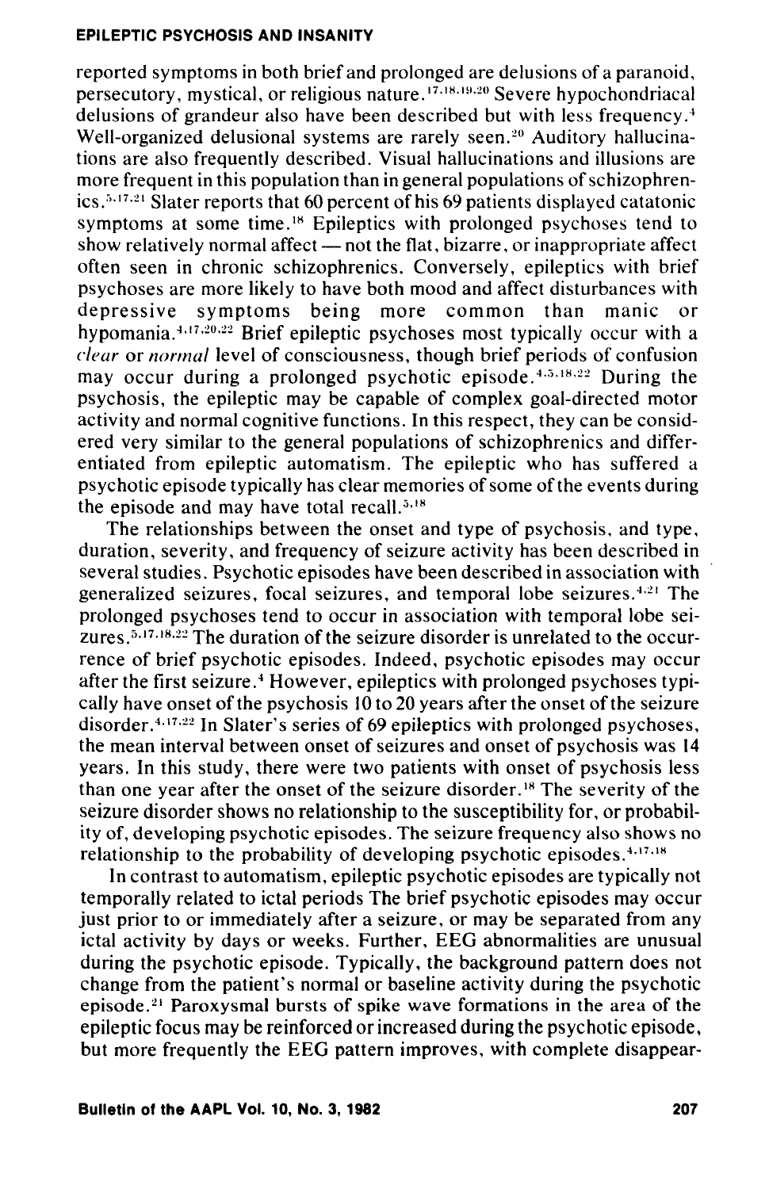reported symptoms in both brief and prolonged are delusions of a paranoid, persecutory, mystical, or religious nature.[17,18,19,20] Severe hypochondriacal delusions of grandeur also have been described but with less frequency.[4] Well-organized delusional systems are rarely seen.[20] Auditory hallucinations are also frequently described. Visual hallucinations and illusions are more frequent in this population than in general populations of schizophrenics.[5,17,21] Slater reports that 60 percent of his 69 patients displayed catatonic symptoms at some time.[18] Epileptics with prolonged psychoses tend to show relatively normal affect — not the flat, bizarre, or inappropriate affect often seen in chronic schizophrenics. Conversely, epileptics with brief psychoses are more likely to have both mood and affect disturbances with depressive symptoms being more common than manic or hypomania.[4,17,20,22] Brief epileptic psychoses most typically occur with a *clear* or *normal* level of consciousness, though brief periods of confusion may occur during a prolonged psychotic episode.[4,5,18,22] During the psychosis, the epileptic may be capable of complex goal-directed motor activity and normal cognitive functions. In this respect, they can be considered very similar to the general populations of schizophrenics and differentiated from epileptic automatism. The epileptic who has suffered a psychotic episode typically has clear memories of some of the events during the episode and may have total recall.[5,18]

The relationships between the onset and type of psychosis, and type, duration, severity, and frequency of seizure activity has been described in several studies. Psychotic episodes have been described in association with generalized seizures, focal seizures, and temporal lobe seizures.[4,21] The prolonged psychoses tend to occur in association with temporal lobe seizures.[5,17,18,22] The duration of the seizure disorder is unrelated to the occurrence of brief psychotic episodes. Indeed, psychotic episodes may occur after the first seizure.[4] However, epileptics with prolonged psychoses typically have onset of the psychosis 10 to 20 years after the onset of the seizure disorder.[4,17,22] In Slater's series of 69 epileptics with prolonged psychoses, the mean interval between onset of seizures and onset of psychosis was 14 years. In this study, there were two patients with onset of psychosis less than one year after the onset of the seizure disorder.[18] The severity of the seizure disorder shows no relationship to the susceptibility for, or probability of, developing psychotic episodes. The seizure frequency also shows no relationship to the probability of developing psychotic episodes.[4,17,18]

In contrast to automatism, epileptic psychotic episodes are typically not temporally related to ictal periods The brief psychotic episodes may occur just prior to or immediately after a seizure, or may be separated from any ictal activity by days or weeks. Further, EEG abnormalities are unusual during the psychotic episode. Typically, the background pattern does not change from the patient's normal or baseline activity during the psychotic episode.[21] Paroxysmal bursts of spike wave formations in the area of the epileptic focus may be reinforced or increased during the psychotic episode, but more frequently the EEG pattern improves, with complete disappear-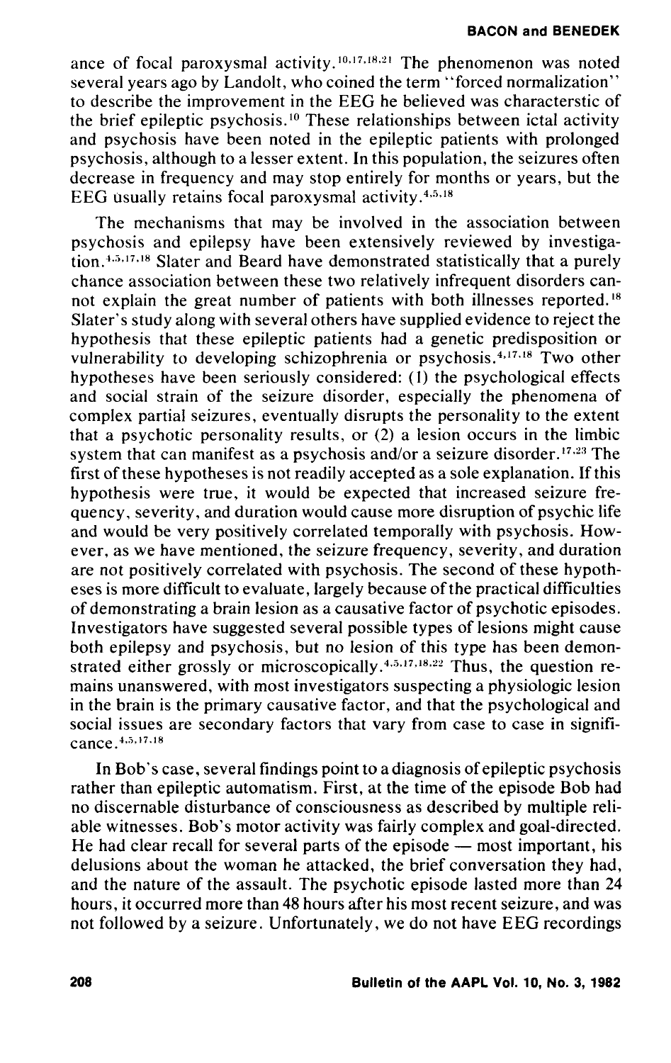ance of focal paroxysmal activity.[10,17,18,21] The phenomenon was noted several years ago by Landolt, who coined the term "forced normalization" to describe the improvement in the EEG he believed was characterstic of the brief epileptic psychosis.[10] These relationships between ictal activity and psychosis have been noted in the epileptic patients with prolonged psychosis, although to a lesser extent. In this population, the seizures often decrease in frequency and may stop entirely for months or years, but the EEG usually retains focal paroxysmal activity.[4,5,18]

The mechanisms that may be involved in the association between psychosis and epilepsy have been extensively reviewed by investigation.[4,5,17,18] Slater and Beard have demonstrated statistically that a purely chance association between these two relatively infrequent disorders cannot explain the great number of patients with both illnesses reported.[18] Slater's study along with several others have supplied evidence to reject the hypothesis that these epileptic patients had a genetic predisposition or vulnerability to developing schizophrenia or psychosis.[4,17,18] Two other hypotheses have been seriously considered: (1) the psychological effects and social strain of the seizure disorder, especially the phenomena of complex partial seizures, eventually disrupts the personality to the extent that a psychotic personality results, or (2) a lesion occurs in the limbic system that can manifest as a psychosis and/or a seizure disorder.[17,23] The first of these hypotheses is not readily accepted as a sole explanation. If this hypothesis were true, it would be expected that increased seizure frequency, severity, and duration would cause more disruption of psychic life and would be very positively correlated temporally with psychosis. However, as we have mentioned, the seizure frequency, severity, and duration are not positively correlated with psychosis. The second of these hypotheses is more difficult to evaluate, largely because of the practical difficulties of demonstrating a brain lesion as a causative factor of psychotic episodes. Investigators have suggested several possible types of lesions might cause both epilepsy and psychosis, but no lesion of this type has been demonstrated either grossly or microscopically.[4,5,17,18,22] Thus, the question remains unanswered, with most investigators suspecting a physiologic lesion in the brain is the primary causative factor, and that the psychological and social issues are secondary factors that vary from case to case in significance.[4,5,17,18]

In Bob's case, several findings point to a diagnosis of epileptic psychosis rather than epileptic automatism. First, at the time of the episode Bob had no discernable disturbance of consciousness as described by multiple reliable witnesses. Bob's motor activity was fairly complex and goal-directed. He had clear recall for several parts of the episode — most important, his delusions about the woman he attacked, the brief conversation they had, and the nature of the assault. The psychotic episode lasted more than 24 hours, it occurred more than 48 hours after his most recent seizure, and was not followed by a seizure. Unfortunately, we do not have EEG recordings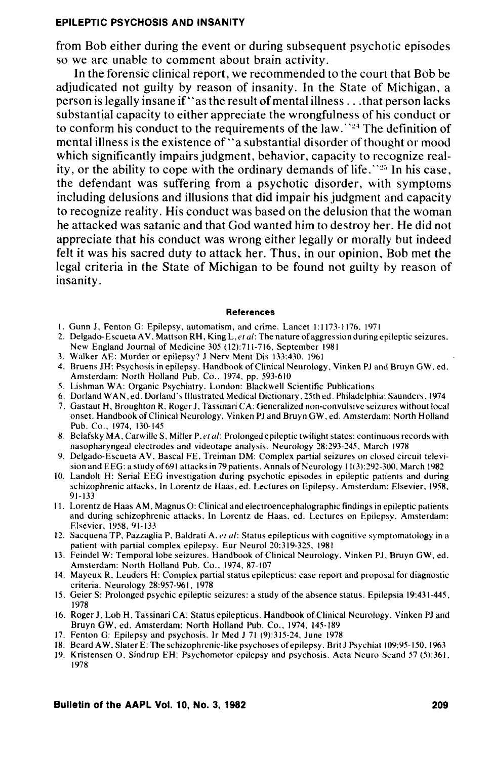from Bob either during the event or during subsequent psychotic episodes so we are unable to comment about brain activity.

In the forensic clinical report, we recommended to the court that Bob be adjudicated not guilty by reason of insanity. In the State of Michigan, a person is legally insane if "as the result of mental illness . . .that person lacks substantial capacity to either appreciate the wrongfulness of his conduct or to conform his conduct to the requirements of the law."[24] The definition of mental illness is the existence of "a substantial disorder of thought or mood which significantly impairs judgment, behavior, capacity to recognize reality, or the ability to cope with the ordinary demands of life."[25] In his case, the defendant was suffering from a psychotic disorder, with symptoms including delusions and illusions that did impair his judgment and capacity to recognize reality. His conduct was based on the delusion that the woman he attacked was satanic and that God wanted him to destroy her. He did not appreciate that his conduct was wrong either legally or morally but indeed felt it was his sacred duty to attack her. Thus, in our opinion, Bob met the legal criteria in the State of Michigan to be found not guilty by reason of insanity.

## References

1. Gunn J, Fenton G: Epilepsy, automatism, and crime. Lancet 1:1173-1176, 1971
2. Delgado-Escueta AV, Mattson RH, King L, *et al*: The nature of aggression during epileptic seizures. New England Journal of Medicine 305 (12):711-716, September 1981
3. Walker AE: Murder or epilepsy? J Nerv Ment Dis 133:430, 1961
4. Bruens JH: Psychosis in epilepsy. Handbook of Clinical Neurology, Vinken PJ and Bruyn GW, ed. Amsterdam: North Holland Pub. Co., 1974, pp. 593-610
5. Lishman WA: Organic Psychiatry. London: Blackwell Scientific Publications
6. Dorland WAN, ed. Dorland's Illustrated Medical Dictionary, 25th ed. Philadelphia: Saunders, 1974
7. Gastaut H, Broughton R, Roger J, Tassinari CA: Generalized non-convulsive seizures without local onset. Handbook of Clinical Neurology, Vinken PJ and Bruyn GW, ed. Amsterdam: North Holland Pub. Co., 1974, 130-145
8. Belafsky MA, Carwille S, Miller P, *et al*: Prolonged epileptic twilight states: continuous records with nasopharyngeal electrodes and videotape analysis. Neurology 28:293-245, March 1978
9. Delgado-Escueta AV, Bascal FE, Treiman DM: Complex partial seizures on closed circuit television and EEG: a study of 691 attacks in 79 patients. Annals of Neurology 11(3):292-300, March 1982
10. Landolt H: Serial EEG investigation during psychotic episodes in epileptic patients and during schizophrenic attacks. In Lorentz de Haas, ed. Lectures on Epilepsy. Amsterdam: Elsevier, 1958, 91-133
11. Lorentz de Haas AM, Magnus O: Clinical and electroencephalographic findings in epileptic patients and during schizophrenic attacks. In Lorentz de Haas, ed. Lectures on Epilepsy. Amsterdam: Elsevier, 1958, 91-133
12. Sacquena TP, Pazzaglia P, Baldrati A, *et al*: Status epilepticus with cognitive symptomatology in a patient with partial complex epilepsy. Eur Neurol 20:319-325, 1981
13. Feindel W: Temporal lobe seizures. Handbook of Clinical Neurology, Vinken PJ, Bruyn GW, ed. Amsterdam: North Holland Pub. Co., 1974, 87-107
14. Mayeux R, Leuders H: Complex partial status epilepticus: case report and proposal for diagnostic criteria. Neurology 28:957-961, 1978
15. Geier S: Prolonged psychic epileptic seizures: a study of the absence status. Epilepsia 19:431-445, 1978
16. Roger J, Lob H, Tassinari CA: Status epilepticus. Handbook of Clinical Neurology, Vinken PJ and Bruyn GW, ed. Amsterdam: North Holland Pub. Co., 1974, 145-189
17. Fenton G: Epilepsy and psychosis. Ir Med J 71 (9):315-24, June 1978
18. Beard AW, Slater E: The schizophrenic-like psychoses of epilepsy. Brit J Psychiat 109:95-150, 1963
19. Kristensen O, Sindrup EH: Psychomotor epilepsy and psychosis. Acta Neuro Scand 57 (5):361, 1978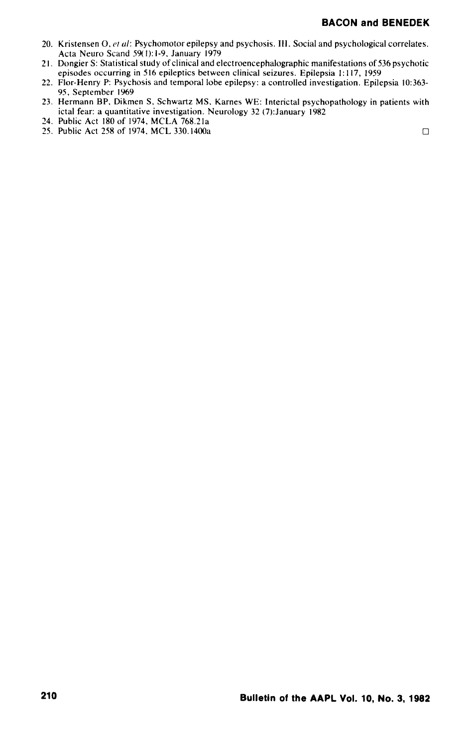20. Kristensen O, *et al*: Psychomotor epilepsy and psychosis. III. Social and psychological correlates. Acta Neuro Scand 59(1):1-9, January 1979
21. Dongier S: Statistical study of clinical and electroencephalographic manifestations of 536 psychotic episodes occurring in 516 epileptics between clinical seizures. Epilepsia 1:117, 1959
22. Flor-Henry P: Psychosis and temporal lobe epilepsy: a controlled investigation. Epilepsia 10:363-95, September 1969
23. Hermann BP, Dikmen S, Schwartz MS, Karnes WE: Interictal psychopathology in patients with ictal fear: a quantitative investigation. Neurology 32 (7):January 1982
24. Public Act 180 of 1974, MCLA 768.21a
25. Public Act 258 of 1974, MCL 330.1400a

□